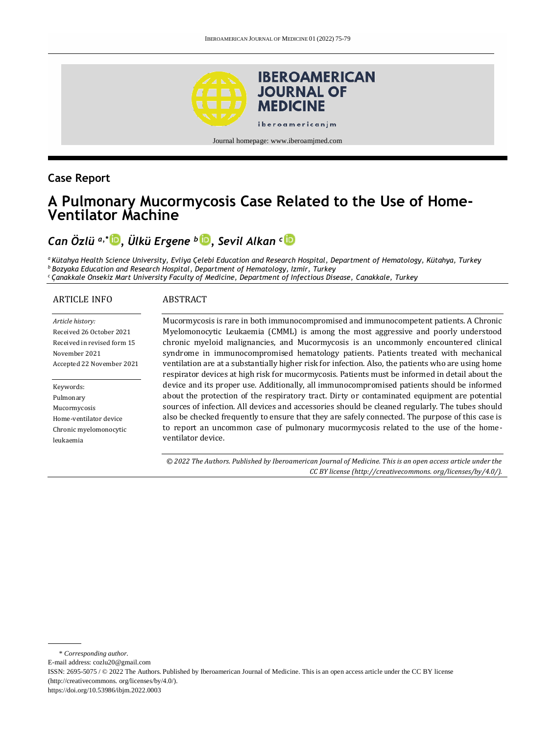Case Report

# A Pulmonary Mucormycosis Case Related to the Use of Home-Ventilator Machine

*Can Özlü* [a,*], *Ülkü Ergene* [b], *Sevil Alkan* [c]

[a] *Kütahya Health Science University, Evliya Çelebi Education and Research Hospital, Department of Hematology, Kütahya, Turkey*
[b] *Bozyaka Education and Research Hospital, Department of Hematology, Izmir, Turkey*
[c] *Çanakkale Onsekiz Mart University Faculty of Medicine, Department of Infectious Disease, Canakkale, Turkey*

## ARTICLE INFO

*Article history:*
Received 26 October 2021
Received in revised form 15 November 2021
Accepted 22 November 2021

Keywords:
Pulmonary
Mucormycosis
Home-ventilator device
Chronic myelomonocytic leukaemia

## ABSTRACT

Mucormycosis is rare in both immunocompromised and immunocompetent patients. A Chronic Myelomonocytic Leukaemia (CMML) is among the most aggressive and poorly understood chronic myeloid malignancies, and Mucormycosis is an uncommonly encountered clinical syndrome in immunocompromised hematology patients. Patients treated with mechanical ventilation are at a substantially higher risk for infection. Also, the patients who are using home respirator devices at high risk for mucormycosis. Patients must be informed in detail about the device and its proper use. Additionally, all immunocompromised patients should be informed about the protection of the respiratory tract. Dirty or contaminated equipment are potential sources of infection. All devices and accessories should be cleaned regularly. The tubes should also be checked frequently to ensure that they are safely connected. The purpose of this case is to report an uncommon case of pulmonary mucormycosis related to the use of the home-ventilator device.

*© 2022 The Authors. Published by Iberoamerican Journal of Medicine. This is an open access article under the CC BY license (http://creativecommons. org/licenses/by/4.0/).*

---

\* *Corresponding author.*
E-mail address: cozlu20@gmail.com
ISSN: 2695-5075 / © 2022 The Authors. Published by Iberoamerican Journal of Medicine. This is an open access article under the CC BY license (http://creativecommons. org/licenses/by/4.0/).
https://doi.org/10.53986/ibjm.2022.0003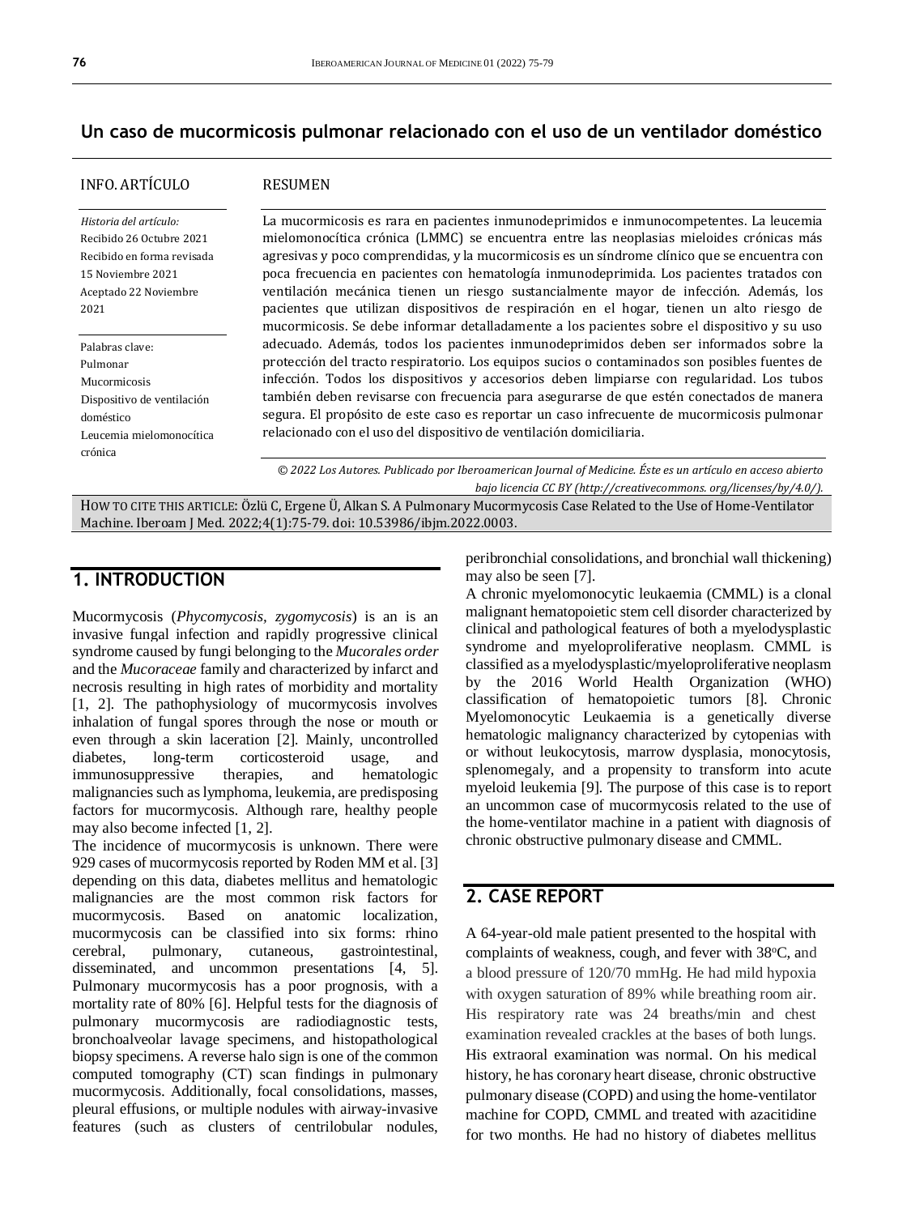## Un caso de mucormicosis pulmonar relacionado con el uso de un ventilador doméstico

**INFO. ARTÍCULO**

*Historia del artículo:*
Recibido 26 Octubre 2021
Recibido en forma revisada 15 Noviembre 2021
Aceptado 22 Noviembre 2021

Palabras clave:
Pulmonar
Mucormicosis
Dispositivo de ventilación doméstico
Leucemia mielomonocítica crónica

**RESUMEN**

La mucormicosis es rara en pacientes inmunodeprimidos e inmunocompetentes. La leucemia mielomonocítica crónica (LMMC) se encuentra entre las neoplasias mieloides crónicas más agresivas y poco comprendidas, y la mucormicosis es un síndrome clínico que se encuentra con poca frecuencia en pacientes con hematología inmunodeprimida. Los pacientes tratados con ventilación mecánica tienen un riesgo sustancialmente mayor de infección. Además, los pacientes que utilizan dispositivos de respiración en el hogar, tienen un alto riesgo de mucormicosis. Se debe informar detalladamente a los pacientes sobre el dispositivo y su uso adecuado. Además, todos los pacientes inmunodeprimidos deben ser informados sobre la protección del tracto respiratorio. Los equipos sucios o contaminados son posibles fuentes de infección. Todos los dispositivos y accesorios deben limpiarse con regularidad. Los tubos también deben revisarse con frecuencia para asegurarse de que estén conectados de manera segura. El propósito de este caso es reportar un caso infrecuente de mucormicosis pulmonar relacionado con el uso del dispositivo de ventilación domiciliaria.

*© 2022 Los Autores. Publicado por Iberoamerican Journal of Medicine. Éste es un artículo en acceso abierto bajo licencia CC BY (http://creativecommons. org/licenses/by/4.0/).*

HOW TO CITE THIS ARTICLE: Özlü C, Ergene Ü, Alkan S. A Pulmonary Mucormycosis Case Related to the Use of Home-Ventilator Machine. Iberoam J Med. 2022;4(1):75-79. doi: 10.53986/ibjm.2022.0003.

## 1. INTRODUCTION

Mucormycosis (*Phycomycosis*, *zygomycosis*) is an is an invasive fungal infection and rapidly progressive clinical syndrome caused by fungi belonging to the *Mucorales order* and the *Mucoraceae* family and characterized by infarct and necrosis resulting in high rates of morbidity and mortality [1, 2]. The pathophysiology of mucormycosis involves inhalation of fungal spores through the nose or mouth or even through a skin laceration [2]. Mainly, uncontrolled diabetes, long-term corticosteroid usage, and immunosuppressive therapies, and hematologic malignancies such as lymphoma, leukemia, are predisposing factors for mucormycosis. Although rare, healthy people may also become infected [1, 2].

The incidence of mucormycosis is unknown. There were 929 cases of mucormycosis reported by Roden MM et al. [3] depending on this data, diabetes mellitus and hematologic malignancies are the most common risk factors for mucormycosis. Based on anatomic localization, mucormycosis can be classified into six forms: rhino cerebral, pulmonary, cutaneous, gastrointestinal, disseminated, and uncommon presentations [4, 5]. Pulmonary mucormycosis has a poor prognosis, with a mortality rate of 80% [6]. Helpful tests for the diagnosis of pulmonary mucormycosis are radiodiagnostic tests, bronchoalveolar lavage specimens, and histopathological biopsy specimens. A reverse halo sign is one of the common computed tomography (CT) scan findings in pulmonary mucormycosis. Additionally, focal consolidations, masses, pleural effusions, or multiple nodules with airway-invasive features (such as clusters of centrilobular nodules, peribronchial consolidations, and bronchial wall thickening) may also be seen [7].

A chronic myelomonocytic leukaemia (CMML) is a clonal malignant hematopoietic stem cell disorder characterized by clinical and pathological features of both a myelodysplastic syndrome and myeloproliferative neoplasm. CMML is classified as a myelodysplastic/myeloproliferative neoplasm by the 2016 World Health Organization (WHO) classification of hematopoietic tumors [8]. Chronic Myelomonocytic Leukaemia is a genetically diverse hematologic malignancy characterized by cytopenias with or without leukocytosis, marrow dysplasia, monocytosis, splenomegaly, and a propensity to transform into acute myeloid leukemia [9]. The purpose of this case is to report an uncommon case of mucormycosis related to the use of the home-ventilator machine in a patient with diagnosis of chronic obstructive pulmonary disease and CMML.

## 2. CASE REPORT

A 64-year-old male patient presented to the hospital with complaints of weakness, cough, and fever with 38ºC, and a blood pressure of 120/70 mmHg. He had mild hypoxia with oxygen saturation of 89% while breathing room air. His respiratory rate was 24 breaths/min and chest examination revealed crackles at the bases of both lungs. His extraoral examination was normal. On his medical history, he has coronary heart disease, chronic obstructive pulmonary disease (COPD) and using the home-ventilator machine for COPD, CMML and treated with azacitidine for two months. He had no history of diabetes mellitus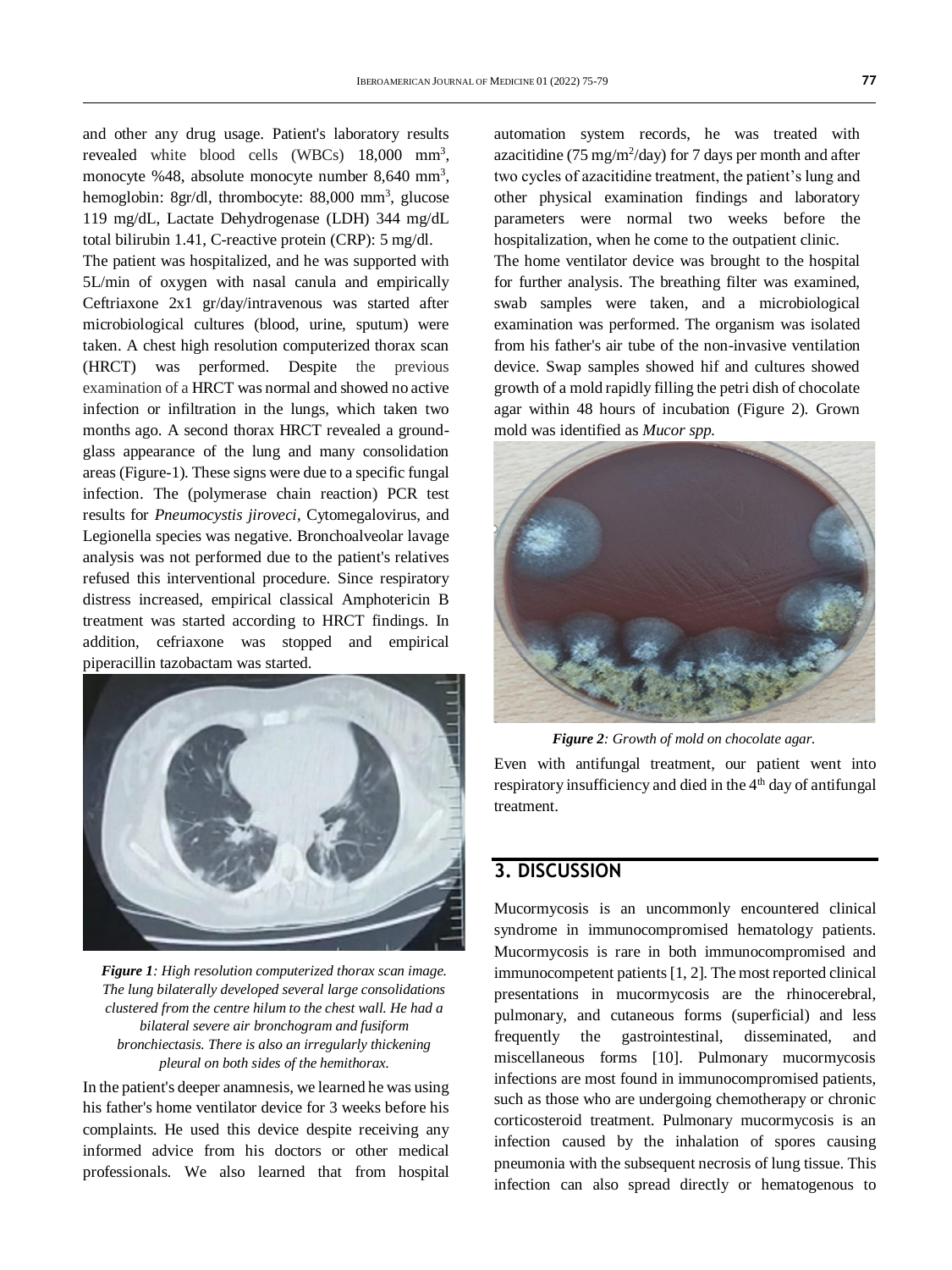and other any drug usage. Patient's laboratory results revealed white blood cells (WBCs) 18,000 $mm^3$, monocyte %48, absolute monocyte number 8,640 $mm^3$, hemoglobin: 8gr/dl, thrombocyte: 88,000 $mm^3$, glucose 119 mg/dL, Lactate Dehydrogenase (LDH) 344 mg/dL total bilirubin 1.41, C-reactive protein (CRP): 5 mg/dl.

The patient was hospitalized, and he was supported with 5L/min of oxygen with nasal canula and empirically Ceftriaxone 2x1 gr/day/intravenous was started after microbiological cultures (blood, urine, sputum) were taken. A chest high resolution computerized thorax scan (HRCT) was performed. Despite the previous examination of a HRCT was normal and showed no active infection or infiltration in the lungs, which taken two months ago. A second thorax HRCT revealed a ground-glass appearance of the lung and many consolidation areas (Figure-1). These signs were due to a specific fungal infection. The (polymerase chain reaction) PCR test results for *Pneumocystis jiroveci*, Cytomegalovirus, and Legionella species was negative. Bronchoalveolar lavage analysis was not performed due to the patient's relatives refused this interventional procedure. Since respiratory distress increased, empirical classical Amphotericin B treatment was started according to HRCT findings. In addition, cefriaxone was stopped and empirical piperacillin tazobactam was started.

***Figure 1**: High resolution computerized thorax scan image. The lung bilaterally developed several large consolidations clustered from the centre hilum to the chest wall. He had a bilateral severe air bronchogram and fusiform bronchiectasis. There is also an irregularly thickening pleural on both sides of the hemithorax.*

In the patient's deeper anamnesis, we learned he was using his father's home ventilator device for 3 weeks before his complaints. He used this device despite receiving any informed advice from his doctors or other medical professionals. We also learned that from hospital automation system records, he was treated with azacitidine (75 $mg/m^2$/day) for 7 days per month and after two cycles of azacitidine treatment, the patient's lung and other physical examination findings and laboratory parameters were normal two weeks before the hospitalization, when he come to the outpatient clinic.

The home ventilator device was brought to the hospital for further analysis. The breathing filter was examined, swab samples were taken, and a microbiological examination was performed. The organism was isolated from his father's air tube of the non-invasive ventilation device. Swap samples showed hif and cultures showed growth of a mold rapidly filling the petri dish of chocolate agar within 48 hours of incubation (Figure 2). Grown mold was identified as *Mucor spp.*

***Figure 2**: Growth of mold on chocolate agar.*

Even with antifungal treatment, our patient went into respiratory insufficiency and died in the 4th day of antifungal treatment.

## 3. DISCUSSION

Mucormycosis is an uncommonly encountered clinical syndrome in immunocompromised hematology patients. Mucormycosis is rare in both immunocompromised and immunocompetent patients [1, 2]. The most reported clinical presentations in mucormycosis are the rhinocerebral, pulmonary, and cutaneous forms (superficial) and less frequently the gastrointestinal, disseminated, and miscellaneous forms [10]. Pulmonary mucormycosis infections are most found in immunocompromised patients, such as those who are undergoing chemotherapy or chronic corticosteroid treatment. Pulmonary mucormycosis is an infection caused by the inhalation of spores causing pneumonia with the subsequent necrosis of lung tissue. This infection can also spread directly or hematogenous to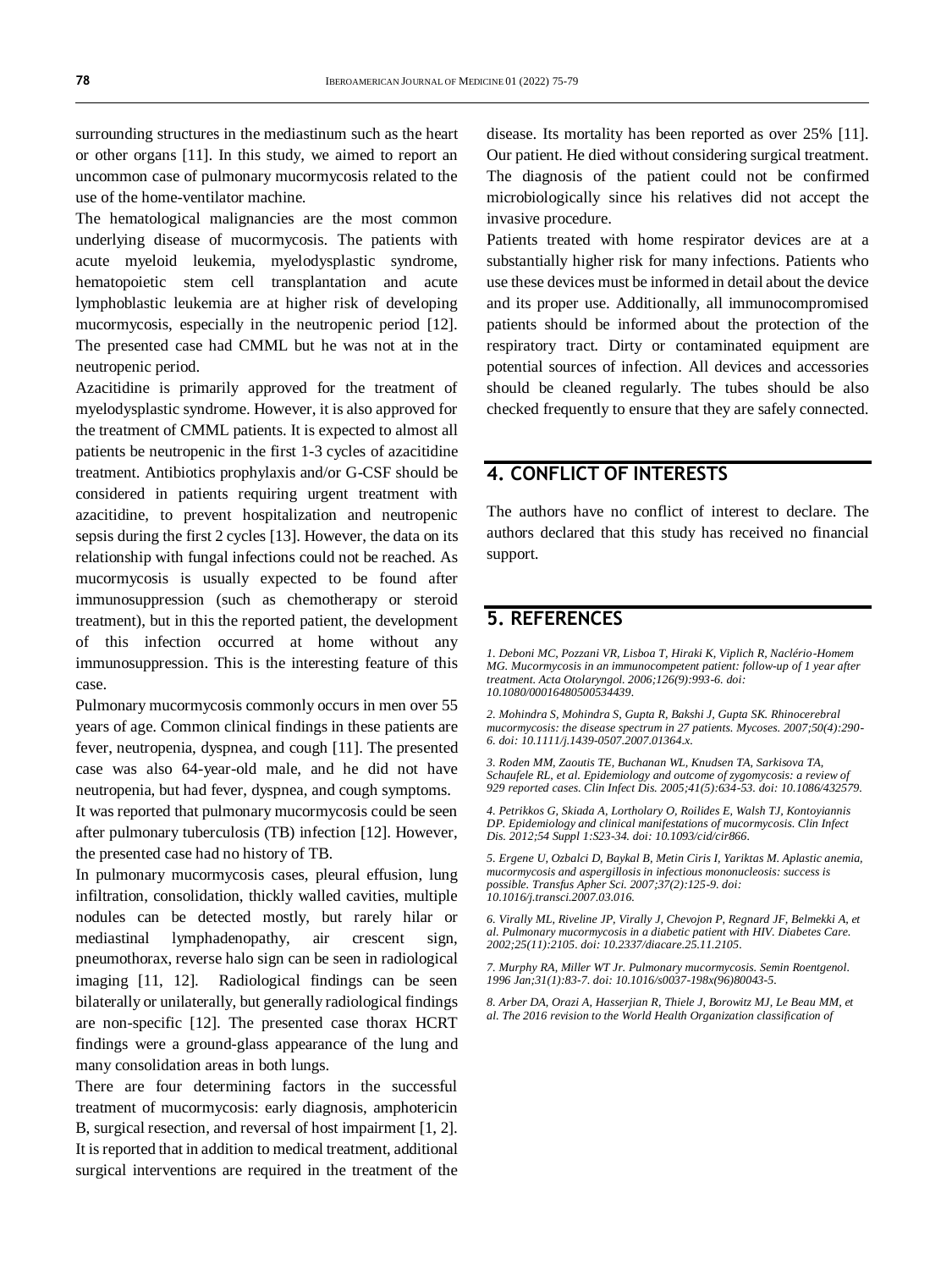surrounding structures in the mediastinum such as the heart or other organs [11]. In this study, we aimed to report an uncommon case of pulmonary mucormycosis related to the use of the home-ventilator machine.

The hematological malignancies are the most common underlying disease of mucormycosis. The patients with acute myeloid leukemia, myelodysplastic syndrome, hematopoietic stem cell transplantation and acute lymphoblastic leukemia are at higher risk of developing mucormycosis, especially in the neutropenic period [12]. The presented case had CMML but he was not at in the neutropenic period.

Azacitidine is primarily approved for the treatment of myelodysplastic syndrome. However, it is also approved for the treatment of CMML patients. It is expected to almost all patients be neutropenic in the first 1-3 cycles of azacitidine treatment. Antibiotics prophylaxis and/or G-CSF should be considered in patients requiring urgent treatment with azacitidine, to prevent hospitalization and neutropenic sepsis during the first 2 cycles [13]. However, the data on its relationship with fungal infections could not be reached. As mucormycosis is usually expected to be found after immunosuppression (such as chemotherapy or steroid treatment), but in this the reported patient, the development of this infection occurred at home without any immunosuppression. This is the interesting feature of this case.

Pulmonary mucormycosis commonly occurs in men over 55 years of age. Common clinical findings in these patients are fever, neutropenia, dyspnea, and cough [11]. The presented case was also 64-year-old male, and he did not have neutropenia, but had fever, dyspnea, and cough symptoms.

It was reported that pulmonary mucormycosis could be seen after pulmonary tuberculosis (TB) infection [12]. However, the presented case had no history of TB.

In pulmonary mucormycosis cases, pleural effusion, lung infiltration, consolidation, thickly walled cavities, multiple nodules can be detected mostly, but rarely hilar or mediastinal lymphadenopathy, air crescent sign, pneumothorax, reverse halo sign can be seen in radiological imaging [11, 12]. Radiological findings can be seen bilaterally or unilaterally, but generally radiological findings are non-specific [12]. The presented case thorax HCRT findings were a ground-glass appearance of the lung and many consolidation areas in both lungs.

There are four determining factors in the successful treatment of mucormycosis: early diagnosis, amphotericin B, surgical resection, and reversal of host impairment [1, 2]. It is reported that in addition to medical treatment, additional surgical interventions are required in the treatment of the disease. Its mortality has been reported as over 25% [11]. Our patient. He died without considering surgical treatment. The diagnosis of the patient could not be confirmed microbiologically since his relatives did not accept the invasive procedure.

Patients treated with home respirator devices are at a substantially higher risk for many infections. Patients who use these devices must be informed in detail about the device and its proper use. Additionally, all immunocompromised patients should be informed about the protection of the respiratory tract. Dirty or contaminated equipment are potential sources of infection. All devices and accessories should be cleaned regularly. The tubes should be also checked frequently to ensure that they are safely connected.

## 4. CONFLICT OF INTERESTS

The authors have no conflict of interest to declare. The authors declared that this study has received no financial support.

## 5. REFERENCES

*1. Deboni MC, Pozzani VR, Lisboa T, Hiraki K, Viplich R, Naclério-Homem MG. Mucormycosis in an immunocompetent patient: follow-up of 1 year after treatment. Acta Otolaryngol. 2006;126(9):993-6. doi: 10.1080/00016480500534439.*

*2. Mohindra S, Mohindra S, Gupta R, Bakshi J, Gupta SK. Rhinocerebral mucormycosis: the disease spectrum in 27 patients. Mycoses. 2007;50(4):290-6. doi: 10.1111/j.1439-0507.2007.01364.x.*

*3. Roden MM, Zaoutis TE, Buchanan WL, Knudsen TA, Sarkisova TA, Schaufele RL, et al. Epidemiology and outcome of zygomycosis: a review of 929 reported cases. Clin Infect Dis. 2005;41(5):634-53. doi: 10.1086/432579.*

*4. Petrikkos G, Skiada A, Lortholary O, Roilides E, Walsh TJ, Kontoyiannis DP. Epidemiology and clinical manifestations of mucormycosis. Clin Infect Dis. 2012;54 Suppl 1:S23-34. doi: 10.1093/cid/cir866.*

*5. Ergene U, Ozbalci D, Baykal B, Metin Ciris I, Yariktas M. Aplastic anemia, mucormycosis and aspergillosis in infectious mononucleosis: success is possible. Transfus Apher Sci. 2007;37(2):125-9. doi: 10.1016/j.transci.2007.03.016.*

*6. Virally ML, Riveline JP, Virally J, Chevojon P, Regnard JF, Belmekki A, et al. Pulmonary mucormycosis in a diabetic patient with HIV. Diabetes Care. 2002;25(11):2105. doi: 10.2337/diacare.25.11.2105.*

*7. Murphy RA, Miller WT Jr. Pulmonary mucormycosis. Semin Roentgenol. 1996 Jan;31(1):83-7. doi: 10.1016/s0037-198x(96)80043-5.*

*8. Arber DA, Orazi A, Hasserjian R, Thiele J, Borowitz MJ, Le Beau MM, et al. The 2016 revision to the World Health Organization classification of*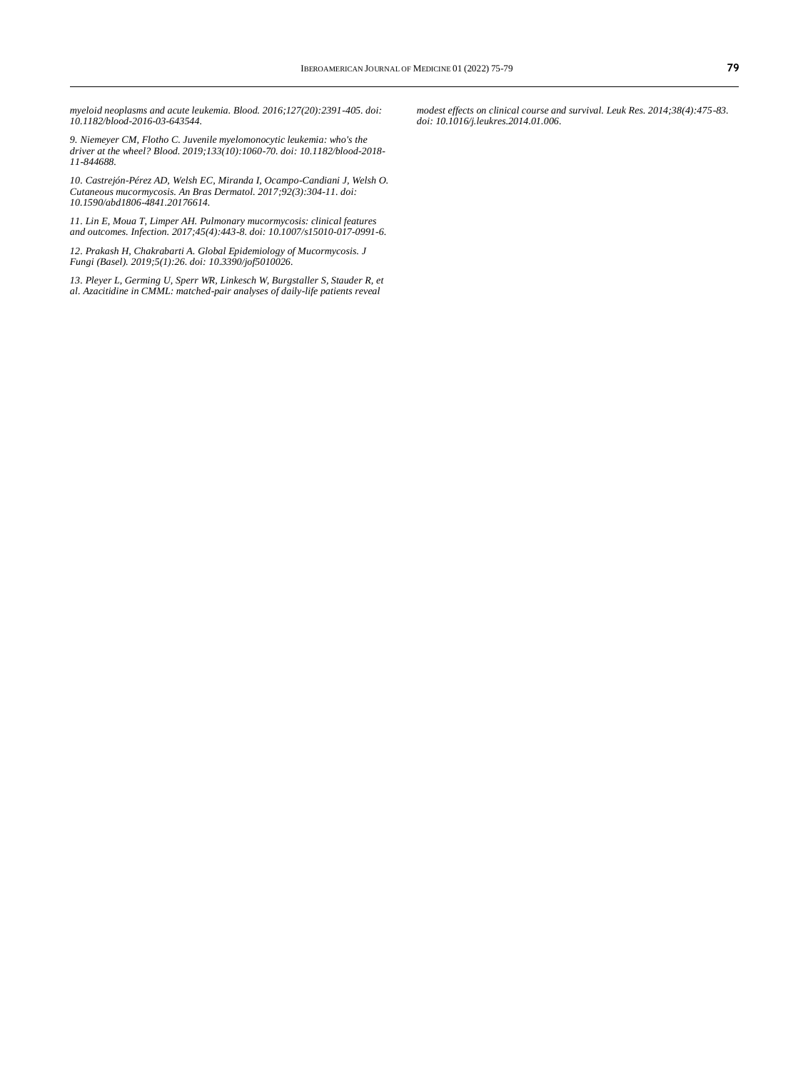*myeloid neoplasms and acute leukemia. Blood. 2016;127(20):2391-405. doi: 10.1182/blood-2016-03-643544.*

*9. Niemeyer CM, Flotho C. Juvenile myelomonocytic leukemia: who's the driver at the wheel? Blood. 2019;133(10):1060-70. doi: 10.1182/blood-2018-11-844688.*

*10. Castrejón-Pérez AD, Welsh EC, Miranda I, Ocampo-Candiani J, Welsh O. Cutaneous mucormycosis. An Bras Dermatol. 2017;92(3):304-11. doi: 10.1590/abd1806-4841.20176614.*

*11. Lin E, Moua T, Limper AH. Pulmonary mucormycosis: clinical features and outcomes. Infection. 2017;45(4):443-8. doi: 10.1007/s15010-017-0991-6.*

*12. Prakash H, Chakrabarti A. Global Epidemiology of Mucormycosis. J Fungi (Basel). 2019;5(1):26. doi: 10.3390/jof5010026.*

*13. Pleyer L, Germing U, Sperr WR, Linkesch W, Burgstaller S, Stauder R, et al. Azacitidine in CMML: matched-pair analyses of daily-life patients reveal modest effects on clinical course and survival. Leuk Res. 2014;38(4):475-83. doi: 10.1016/j.leukres.2014.01.006.*